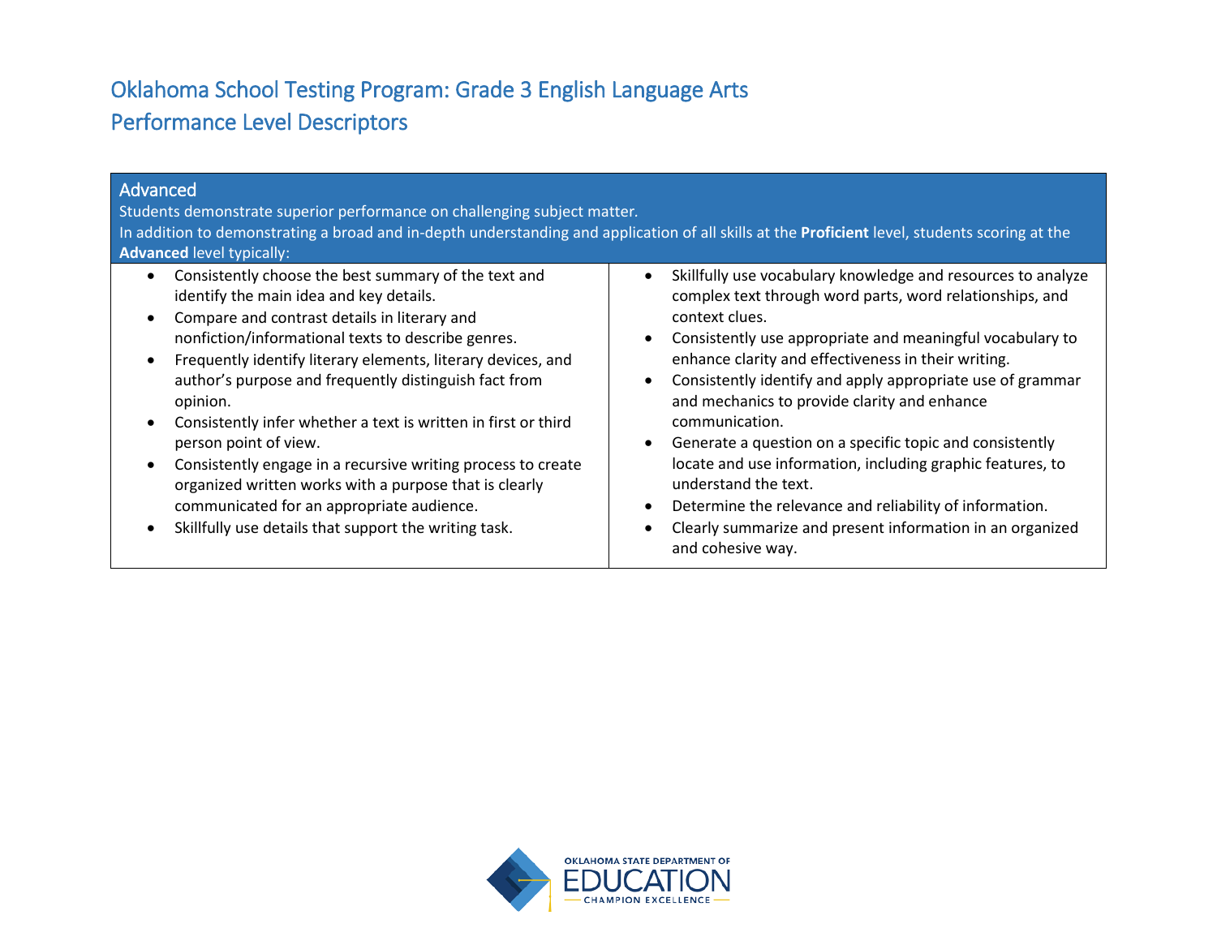# Oklahoma School Testing Program: Grade 3 English Language Arts
# Performance Level Descriptors

## Advanced

Students demonstrate superior performance on challenging subject matter.

In addition to demonstrating a broad and in-depth understanding and application of all skills at the **Proficient** level, students scoring at the **Advanced** level typically:

- Consistently choose the best summary of the text and identify the main idea and key details.
- Compare and contrast details in literary and nonfiction/informational texts to describe genres.
- Frequently identify literary elements, literary devices, and author's purpose and frequently distinguish fact from opinion.
- Consistently infer whether a text is written in first or third person point of view.
- Consistently engage in a recursive writing process to create organized written works with a purpose that is clearly communicated for an appropriate audience.
- Skillfully use details that support the writing task.
- Skillfully use vocabulary knowledge and resources to analyze complex text through word parts, word relationships, and context clues.
- Consistently use appropriate and meaningful vocabulary to enhance clarity and effectiveness in their writing.
- Consistently identify and apply appropriate use of grammar and mechanics to provide clarity and enhance communication.
- Generate a question on a specific topic and consistently locate and use information, including graphic features, to understand the text.
- Determine the relevance and reliability of information.
- Clearly summarize and present information in an organized and cohesive way.

OKLAHOMA STATE DEPARTMENT OF EDUCATION
CHAMPION EXCELLENCE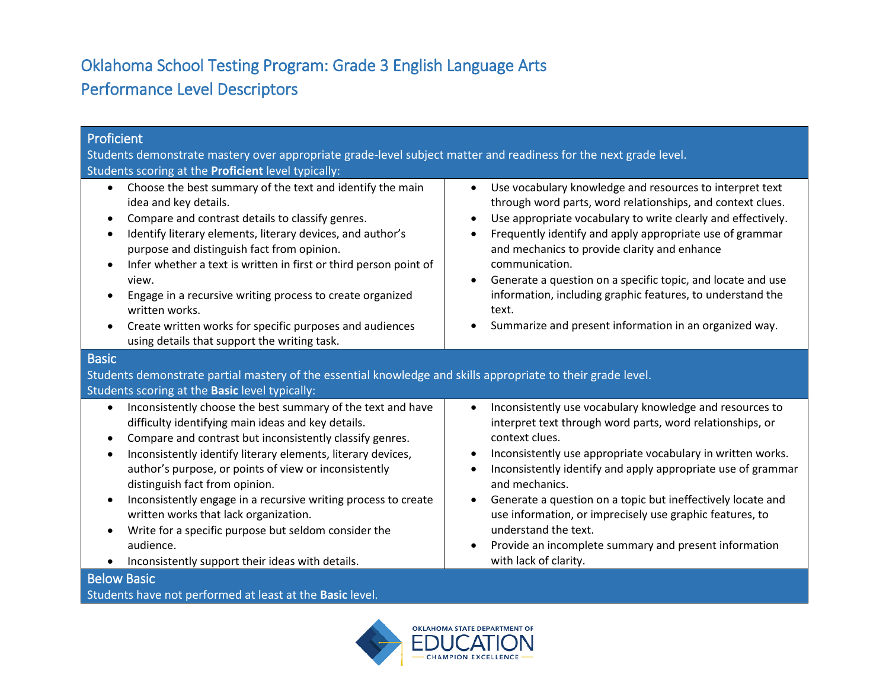# Oklahoma School Testing Program: Grade 3 English Language Arts

## Performance Level Descriptors

### Proficient

Students demonstrate mastery over appropriate grade-level subject matter and readiness for the next grade level.

Students scoring at the **Proficient** level typically:

- Choose the best summary of the text and identify the main idea and key details.
- Compare and contrast details to classify genres.
- Identify literary elements, literary devices, and author's purpose and distinguish fact from opinion.
- Infer whether a text is written in first or third person point of view.
- Engage in a recursive writing process to create organized written works.
- Create written works for specific purposes and audiences using details that support the writing task.
- Use vocabulary knowledge and resources to interpret text through word parts, word relationships, and context clues.
- Use appropriate vocabulary to write clearly and effectively.
- Frequently identify and apply appropriate use of grammar and mechanics to provide clarity and enhance communication.
- Generate a question on a specific topic, and locate and use information, including graphic features, to understand the text.
- Summarize and present information in an organized way.

### Basic

Students demonstrate partial mastery of the essential knowledge and skills appropriate to their grade level.

Students scoring at the **Basic** level typically:

- Inconsistently choose the best summary of the text and have difficulty identifying main ideas and key details.
- Compare and contrast but inconsistently classify genres.
- Inconsistently identify literary elements, literary devices, author's purpose, or points of view or inconsistently distinguish fact from opinion.
- Inconsistently engage in a recursive writing process to create written works that lack organization.
- Write for a specific purpose but seldom consider the audience.
- Inconsistently support their ideas with details.
- Inconsistently use vocabulary knowledge and resources to interpret text through word parts, word relationships, or context clues.
- Inconsistently use appropriate vocabulary in written works.
- Inconsistently identify and apply appropriate use of grammar and mechanics.
- Generate a question on a topic but ineffectively locate and use information, or imprecisely use graphic features, to understand the text.
- Provide an incomplete summary and present information with lack of clarity.

### Below Basic

Students have not performed at least at the **Basic** level.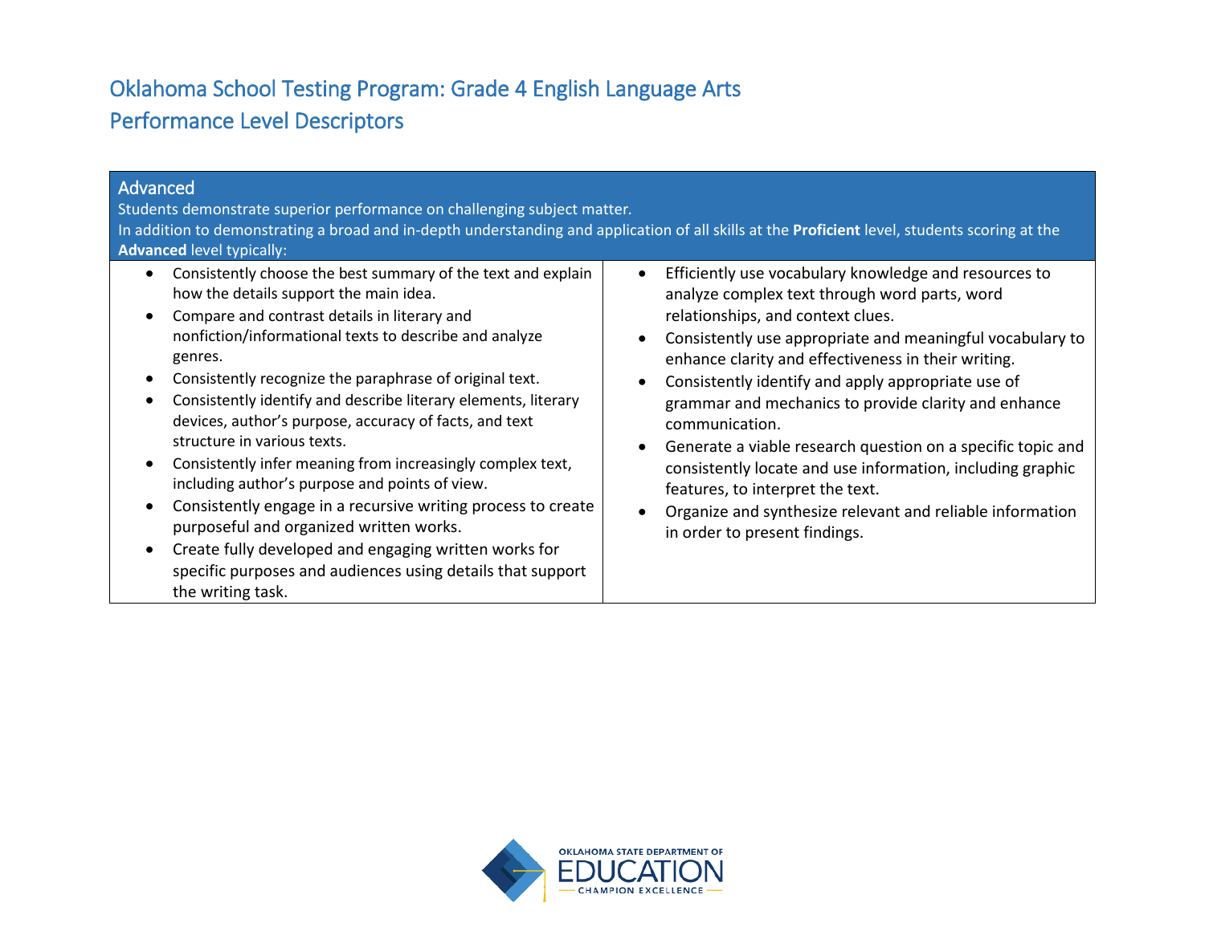# Oklahoma School Testing Program: Grade 4 English Language Arts
# Performance Level Descriptors

## Advanced

Students demonstrate superior performance on challenging subject matter.

In addition to demonstrating a broad and in-depth understanding and application of all skills at the **Proficient** level, students scoring at the **Advanced** level typically:

- Consistently choose the best summary of the text and explain how the details support the main idea.
- Compare and contrast details in literary and nonfiction/informational texts to describe and analyze genres.
- Consistently recognize the paraphrase of original text.
- Consistently identify and describe literary elements, literary devices, author's purpose, accuracy of facts, and text structure in various texts.
- Consistently infer meaning from increasingly complex text, including author's purpose and points of view.
- Consistently engage in a recursive writing process to create purposeful and organized written works.
- Create fully developed and engaging written works for specific purposes and audiences using details that support the writing task.
- Efficiently use vocabulary knowledge and resources to analyze complex text through word parts, word relationships, and context clues.
- Consistently use appropriate and meaningful vocabulary to enhance clarity and effectiveness in their writing.
- Consistently identify and apply appropriate use of grammar and mechanics to provide clarity and enhance communication.
- Generate a viable research question on a specific topic and consistently locate and use information, including graphic features, to interpret the text.
- Organize and synthesize relevant and reliable information in order to present findings.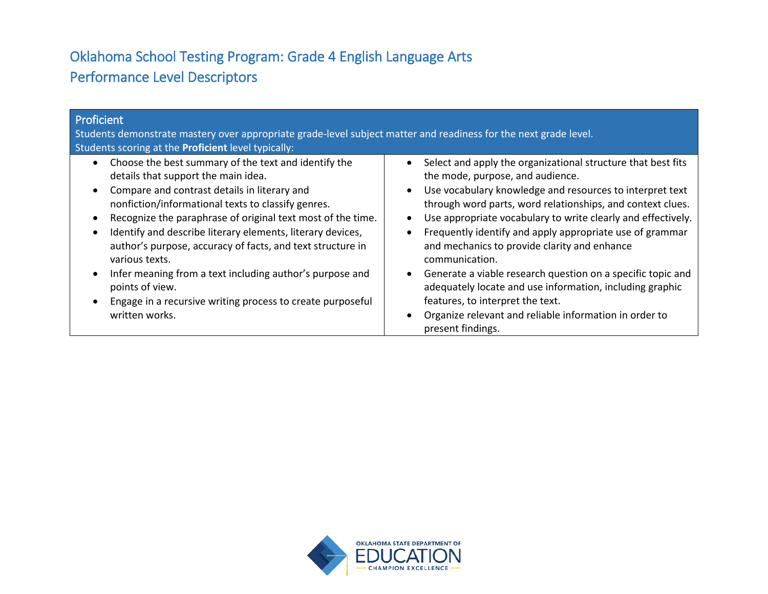# Oklahoma School Testing Program: Grade 4 English Language Arts
# Performance Level Descriptors

## Proficient

Students demonstrate mastery over appropriate grade-level subject matter and readiness for the next grade level.
Students scoring at the **Proficient** level typically:

- Choose the best summary of the text and identify the details that support the main idea.
- Compare and contrast details in literary and nonfiction/informational texts to classify genres.
- Recognize the paraphrase of original text most of the time.
- Identify and describe literary elements, literary devices, author's purpose, accuracy of facts, and text structure in various texts.
- Infer meaning from a text including author's purpose and points of view.
- Engage in a recursive writing process to create purposeful written works.
- Select and apply the organizational structure that best fits the mode, purpose, and audience.
- Use vocabulary knowledge and resources to interpret text through word parts, word relationships, and context clues.
- Use appropriate vocabulary to write clearly and effectively.
- Frequently identify and apply appropriate use of grammar and mechanics to provide clarity and enhance communication.
- Generate a viable research question on a specific topic and adequately locate and use information, including graphic features, to interpret the text.
- Organize relevant and reliable information in order to present findings.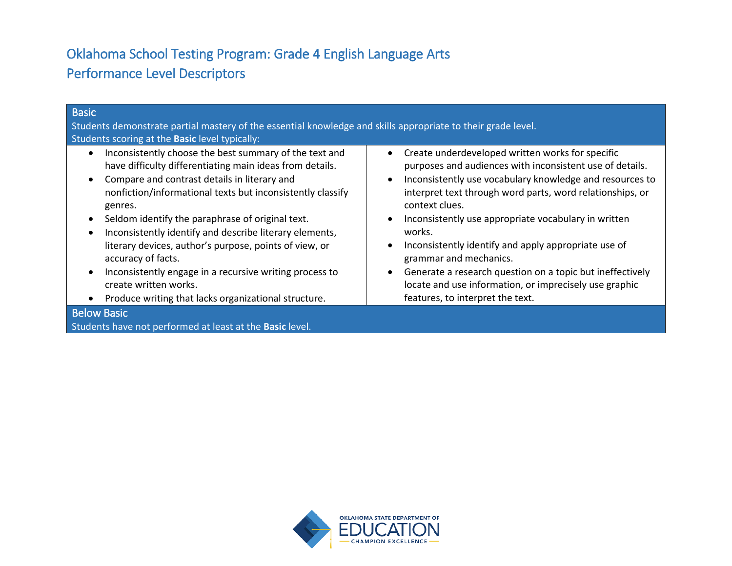# Oklahoma School Testing Program: Grade 4 English Language Arts
# Performance Level Descriptors

## Basic

Students demonstrate partial mastery of the essential knowledge and skills appropriate to their grade level.
Students scoring at the **Basic** level typically:

- Inconsistently choose the best summary of the text and have difficulty differentiating main ideas from details.
- Compare and contrast details in literary and nonfiction/informational texts but inconsistently classify genres.
- Seldom identify the paraphrase of original text.
- Inconsistently identify and describe literary elements, literary devices, author's purpose, points of view, or accuracy of facts.
- Inconsistently engage in a recursive writing process to create written works.
- Produce writing that lacks organizational structure.
- Create underdeveloped written works for specific purposes and audiences with inconsistent use of details.
- Inconsistently use vocabulary knowledge and resources to interpret text through word parts, word relationships, or context clues.
- Inconsistently use appropriate vocabulary in written works.
- Inconsistently identify and apply appropriate use of grammar and mechanics.
- Generate a research question on a topic but ineffectively locate and use information, or imprecisely use graphic features, to interpret the text.

## Below Basic

Students have not performed at least at the **Basic** level.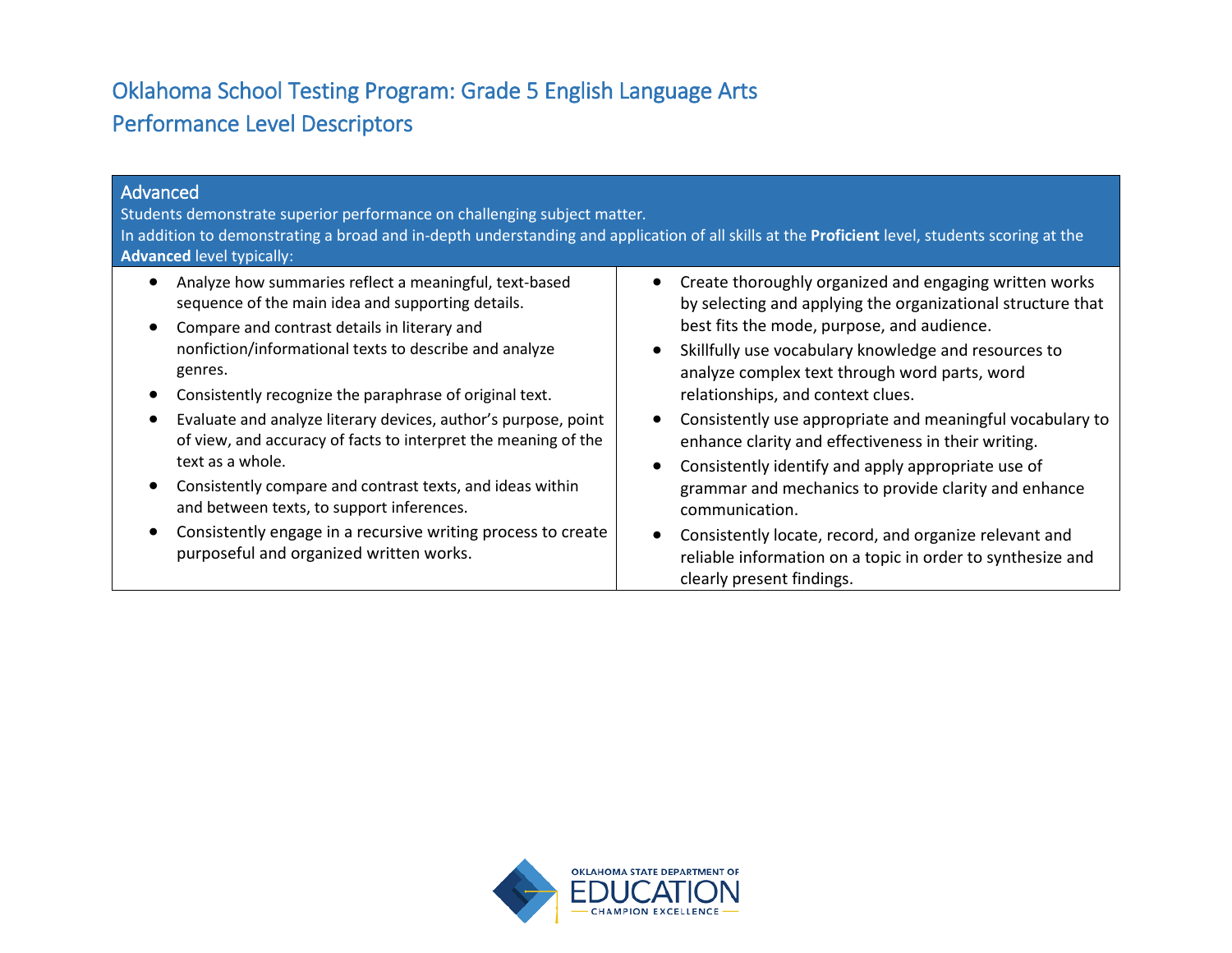# Oklahoma School Testing Program: Grade 5 English Language Arts
# Performance Level Descriptors

## Advanced

Students demonstrate superior performance on challenging subject matter.

In addition to demonstrating a broad and in-depth understanding and application of all skills at the **Proficient** level, students scoring at the **Advanced** level typically:

- Analyze how summaries reflect a meaningful, text-based sequence of the main idea and supporting details.
- Compare and contrast details in literary and nonfiction/informational texts to describe and analyze genres.
- Consistently recognize the paraphrase of original text.
- Evaluate and analyze literary devices, author's purpose, point of view, and accuracy of facts to interpret the meaning of the text as a whole.
- Consistently compare and contrast texts, and ideas within and between texts, to support inferences.
- Consistently engage in a recursive writing process to create purposeful and organized written works.
- Create thoroughly organized and engaging written works by selecting and applying the organizational structure that best fits the mode, purpose, and audience.
- Skillfully use vocabulary knowledge and resources to analyze complex text through word parts, word relationships, and context clues.
- Consistently use appropriate and meaningful vocabulary to enhance clarity and effectiveness in their writing.
- Consistently identify and apply appropriate use of grammar and mechanics to provide clarity and enhance communication.
- Consistently locate, record, and organize relevant and reliable information on a topic in order to synthesize and clearly present findings.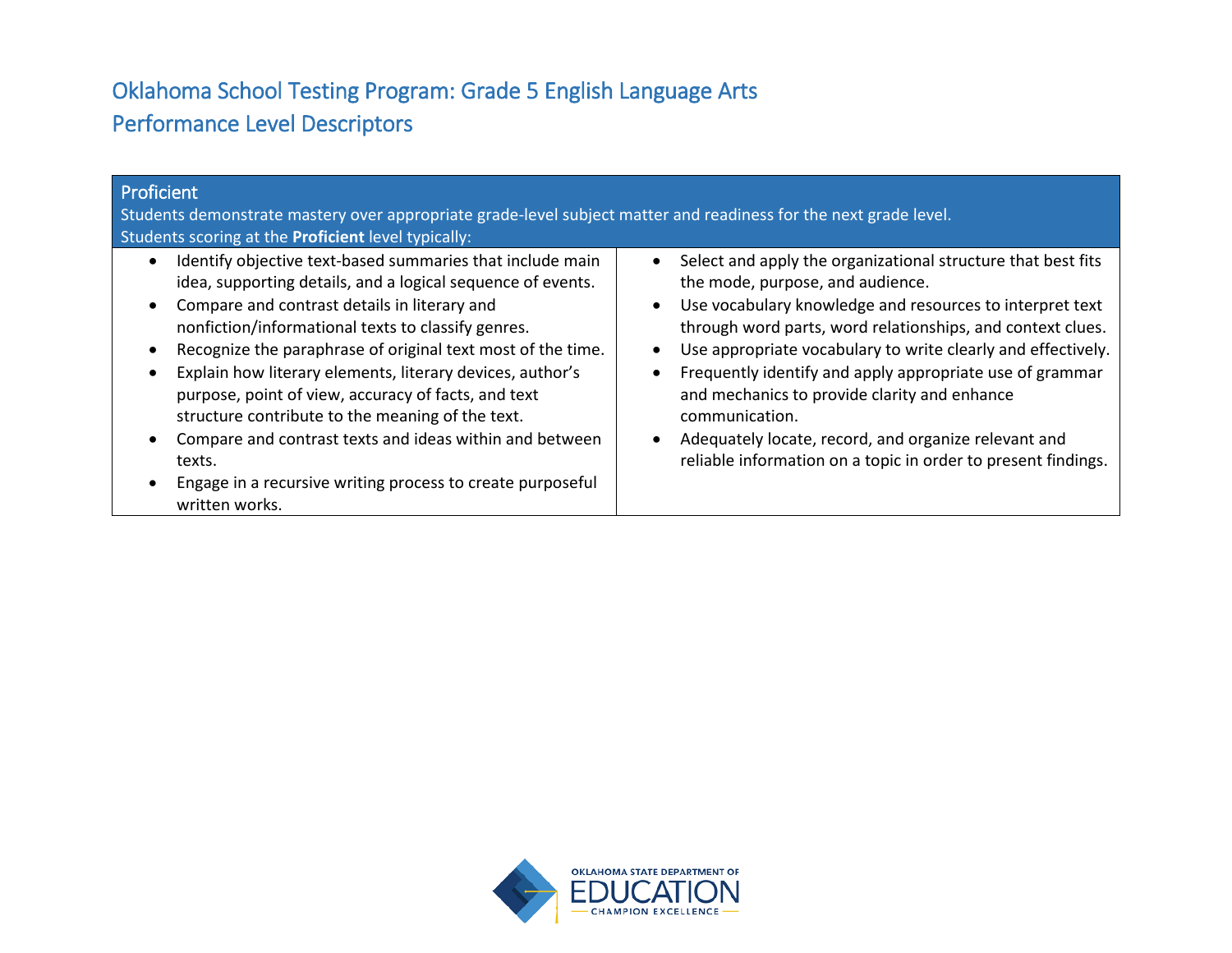# Oklahoma School Testing Program: Grade 5 English Language Arts
## Performance Level Descriptors

### Proficient

Students demonstrate mastery over appropriate grade-level subject matter and readiness for the next grade level.
Students scoring at the **Proficient** level typically:

- Identify objective text-based summaries that include main idea, supporting details, and a logical sequence of events.
- Compare and contrast details in literary and nonfiction/informational texts to classify genres.
- Recognize the paraphrase of original text most of the time.
- Explain how literary elements, literary devices, author's purpose, point of view, accuracy of facts, and text structure contribute to the meaning of the text.
- Compare and contrast texts and ideas within and between texts.
- Engage in a recursive writing process to create purposeful written works.
- Select and apply the organizational structure that best fits the mode, purpose, and audience.
- Use vocabulary knowledge and resources to interpret text through word parts, word relationships, and context clues.
- Use appropriate vocabulary to write clearly and effectively.
- Frequently identify and apply appropriate use of grammar and mechanics to provide clarity and enhance communication.
- Adequately locate, record, and organize relevant and reliable information on a topic in order to present findings.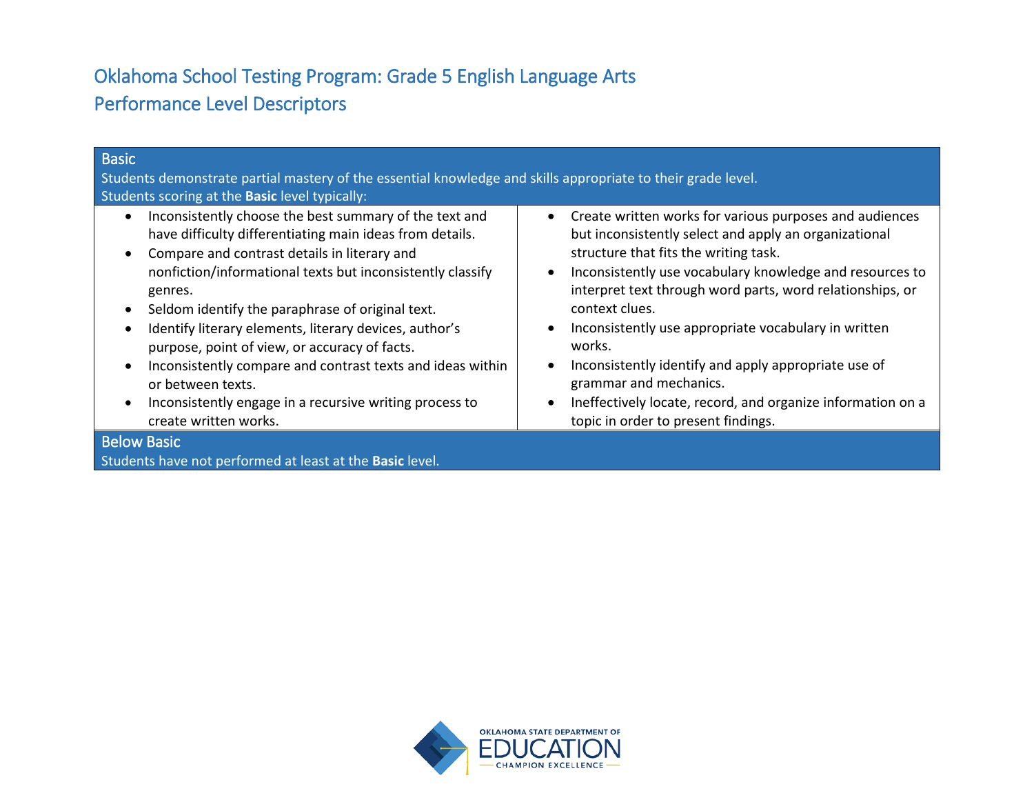# Oklahoma School Testing Program: Grade 5 English Language Arts
## Performance Level Descriptors

### Basic

Students demonstrate partial mastery of the essential knowledge and skills appropriate to their grade level.

Students scoring at the **Basic** level typically:

- Inconsistently choose the best summary of the text and have difficulty differentiating main ideas from details.
- Compare and contrast details in literary and nonfiction/informational texts but inconsistently classify genres.
- Seldom identify the paraphrase of original text.
- Identify literary elements, literary devices, author's purpose, point of view, or accuracy of facts.
- Inconsistently compare and contrast texts and ideas within or between texts.
- Inconsistently engage in a recursive writing process to create written works.
- Create written works for various purposes and audiences but inconsistently select and apply an organizational structure that fits the writing task.
- Inconsistently use vocabulary knowledge and resources to interpret text through word parts, word relationships, or context clues.
- Inconsistently use appropriate vocabulary in written works.
- Inconsistently identify and apply appropriate use of grammar and mechanics.
- Ineffectively locate, record, and organize information on a topic in order to present findings.

### Below Basic

Students have not performed at least at the **Basic** level.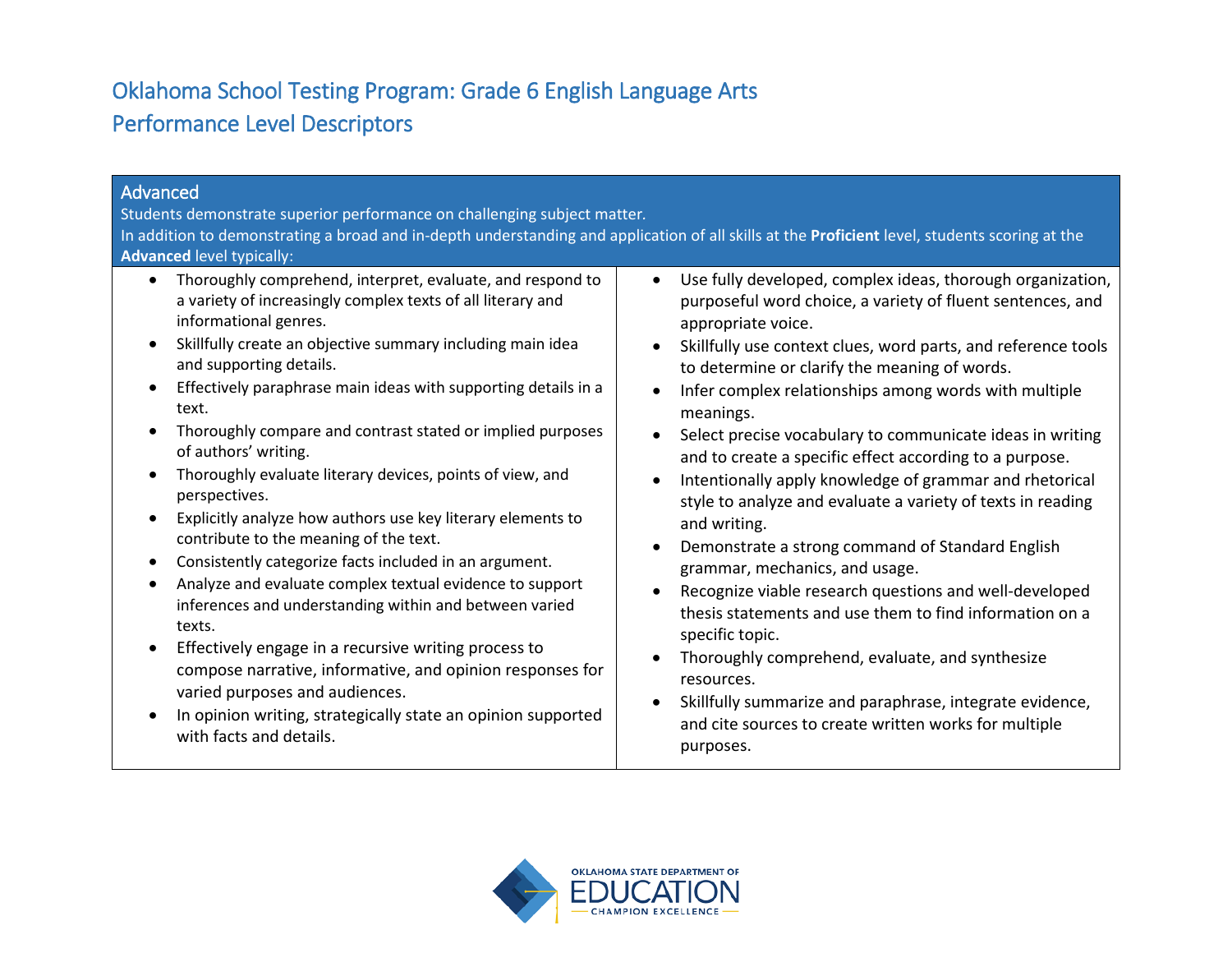# Oklahoma School Testing Program: Grade 6 English Language Arts
## Performance Level Descriptors

### Advanced

Students demonstrate superior performance on challenging subject matter.

In addition to demonstrating a broad and in-depth understanding and application of all skills at the **Proficient** level, students scoring at the **Advanced** level typically:

- Thoroughly comprehend, interpret, evaluate, and respond to a variety of increasingly complex texts of all literary and informational genres.
- Skillfully create an objective summary including main idea and supporting details.
- Effectively paraphrase main ideas with supporting details in a text.
- Thoroughly compare and contrast stated or implied purposes of authors' writing.
- Thoroughly evaluate literary devices, points of view, and perspectives.
- Explicitly analyze how authors use key literary elements to contribute to the meaning of the text.
- Consistently categorize facts included in an argument.
- Analyze and evaluate complex textual evidence to support inferences and understanding within and between varied texts.
- Effectively engage in a recursive writing process to compose narrative, informative, and opinion responses for varied purposes and audiences.
- In opinion writing, strategically state an opinion supported with facts and details.
- Use fully developed, complex ideas, thorough organization, purposeful word choice, a variety of fluent sentences, and appropriate voice.
- Skillfully use context clues, word parts, and reference tools to determine or clarify the meaning of words.
- Infer complex relationships among words with multiple meanings.
- Select precise vocabulary to communicate ideas in writing and to create a specific effect according to a purpose.
- Intentionally apply knowledge of grammar and rhetorical style to analyze and evaluate a variety of texts in reading and writing.
- Demonstrate a strong command of Standard English grammar, mechanics, and usage.
- Recognize viable research questions and well-developed thesis statements and use them to find information on a specific topic.
- Thoroughly comprehend, evaluate, and synthesize resources.
- Skillfully summarize and paraphrase, integrate evidence, and cite sources to create written works for multiple purposes.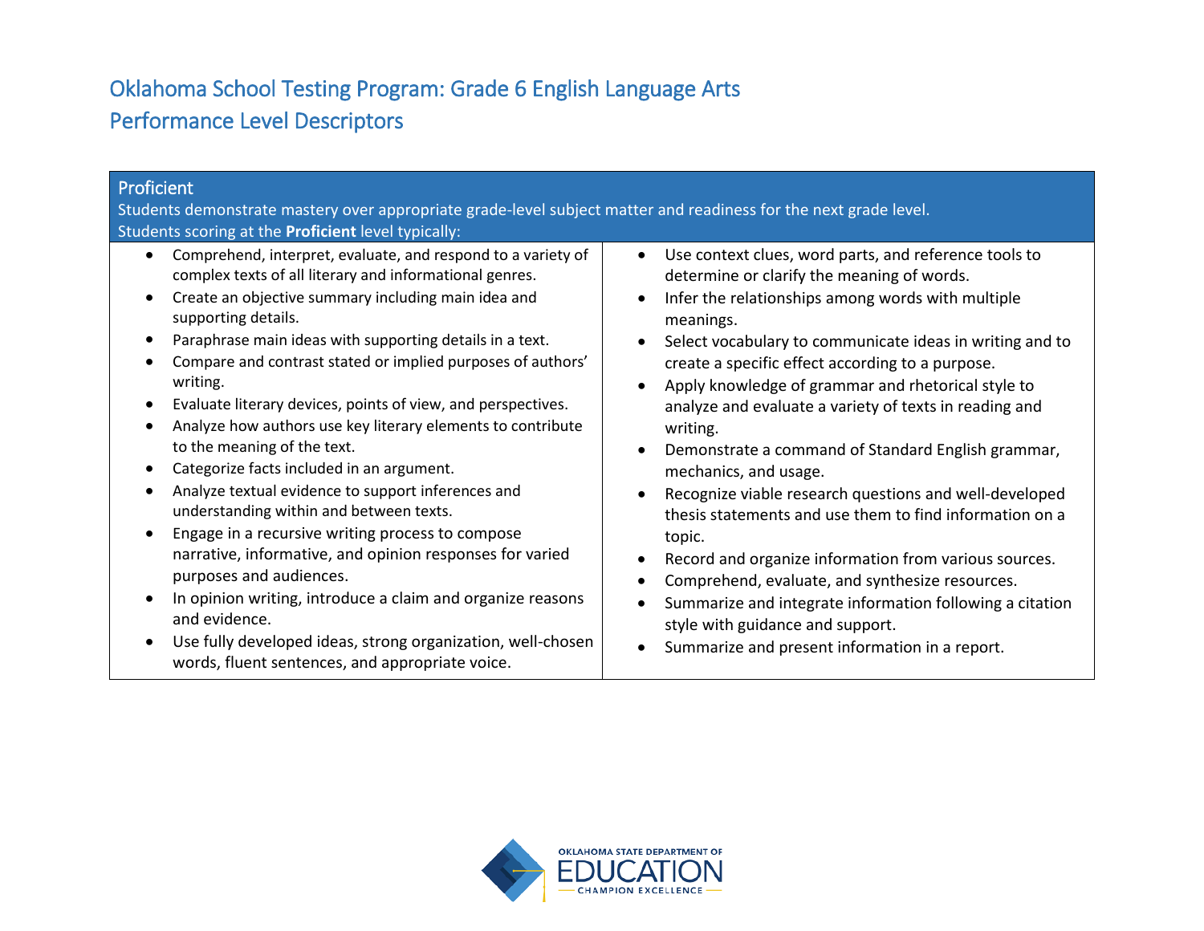# Oklahoma School Testing Program: Grade 6 English Language Arts
## Performance Level Descriptors

### Proficient

Students demonstrate mastery over appropriate grade-level subject matter and readiness for the next grade level.

Students scoring at the **Proficient** level typically:

- Comprehend, interpret, evaluate, and respond to a variety of complex texts of all literary and informational genres.
- Create an objective summary including main idea and supporting details.
- Paraphrase main ideas with supporting details in a text.
- Compare and contrast stated or implied purposes of authors' writing.
- Evaluate literary devices, points of view, and perspectives.
- Analyze how authors use key literary elements to contribute to the meaning of the text.
- Categorize facts included in an argument.
- Analyze textual evidence to support inferences and understanding within and between texts.
- Engage in a recursive writing process to compose narrative, informative, and opinion responses for varied purposes and audiences.
- In opinion writing, introduce a claim and organize reasons and evidence.
- Use fully developed ideas, strong organization, well-chosen words, fluent sentences, and appropriate voice.
- Use context clues, word parts, and reference tools to determine or clarify the meaning of words.
- Infer the relationships among words with multiple meanings.
- Select vocabulary to communicate ideas in writing and to create a specific effect according to a purpose.
- Apply knowledge of grammar and rhetorical style to analyze and evaluate a variety of texts in reading and writing.
- Demonstrate a command of Standard English grammar, mechanics, and usage.
- Recognize viable research questions and well-developed thesis statements and use them to find information on a topic.
- Record and organize information from various sources.
- Comprehend, evaluate, and synthesize resources.
- Summarize and integrate information following a citation style with guidance and support.
- Summarize and present information in a report.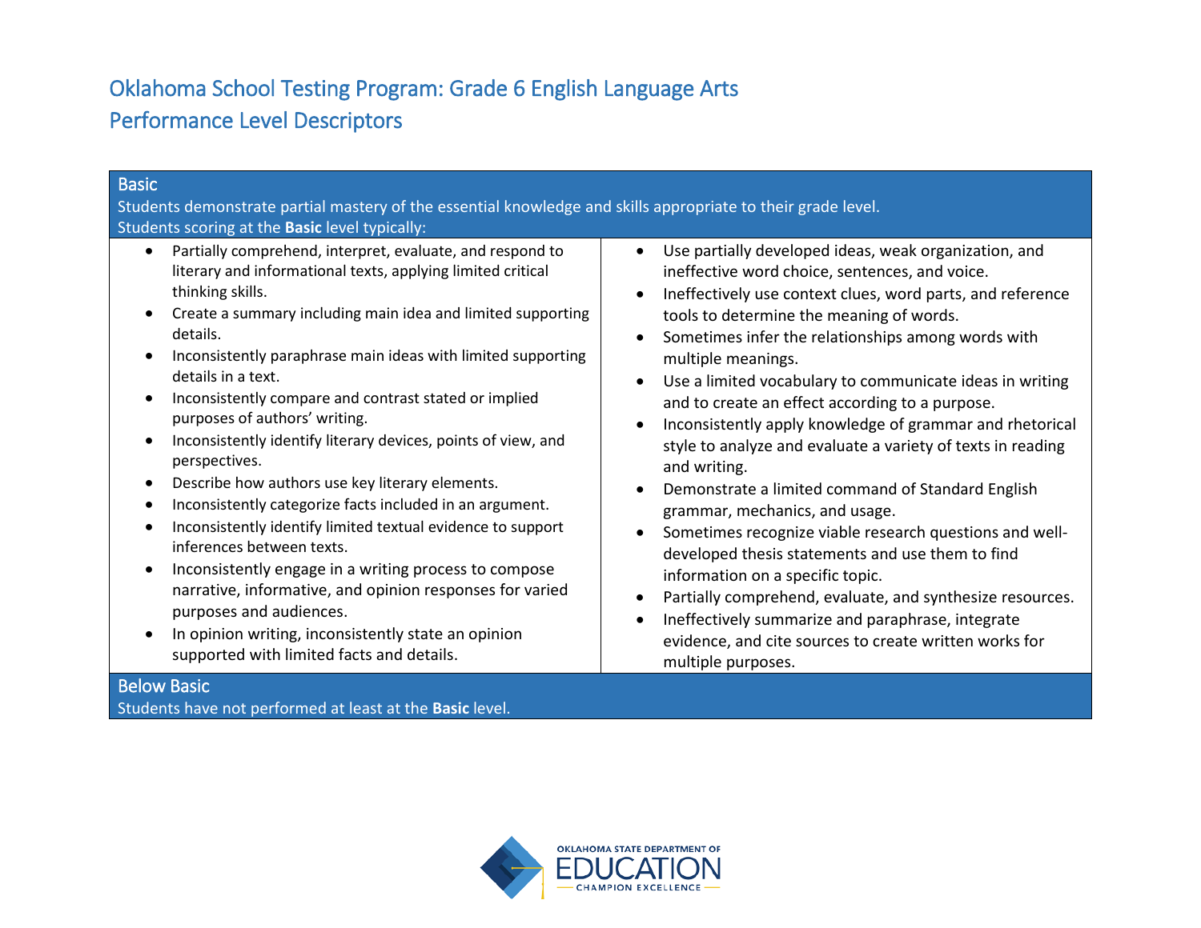# Oklahoma School Testing Program: Grade 6 English Language Arts
# Performance Level Descriptors

## Basic

Students demonstrate partial mastery of the essential knowledge and skills appropriate to their grade level.
Students scoring at the **Basic** level typically:

- Partially comprehend, interpret, evaluate, and respond to literary and informational texts, applying limited critical thinking skills.
- Create a summary including main idea and limited supporting details.
- Inconsistently paraphrase main ideas with limited supporting details in a text.
- Inconsistently compare and contrast stated or implied purposes of authors' writing.
- Inconsistently identify literary devices, points of view, and perspectives.
- Describe how authors use key literary elements.
- Inconsistently categorize facts included in an argument.
- Inconsistently identify limited textual evidence to support inferences between texts.
- Inconsistently engage in a writing process to compose narrative, informative, and opinion responses for varied purposes and audiences.
- In opinion writing, inconsistently state an opinion supported with limited facts and details.
- Use partially developed ideas, weak organization, and ineffective word choice, sentences, and voice.
- Ineffectively use context clues, word parts, and reference tools to determine the meaning of words.
- Sometimes infer the relationships among words with multiple meanings.
- Use a limited vocabulary to communicate ideas in writing and to create an effect according to a purpose.
- Inconsistently apply knowledge of grammar and rhetorical style to analyze and evaluate a variety of texts in reading and writing.
- Demonstrate a limited command of Standard English grammar, mechanics, and usage.
- Sometimes recognize viable research questions and well-developed thesis statements and use them to find information on a specific topic.
- Partially comprehend, evaluate, and synthesize resources.
- Ineffectively summarize and paraphrase, integrate evidence, and cite sources to create written works for multiple purposes.

## Below Basic

Students have not performed at least at the **Basic** level.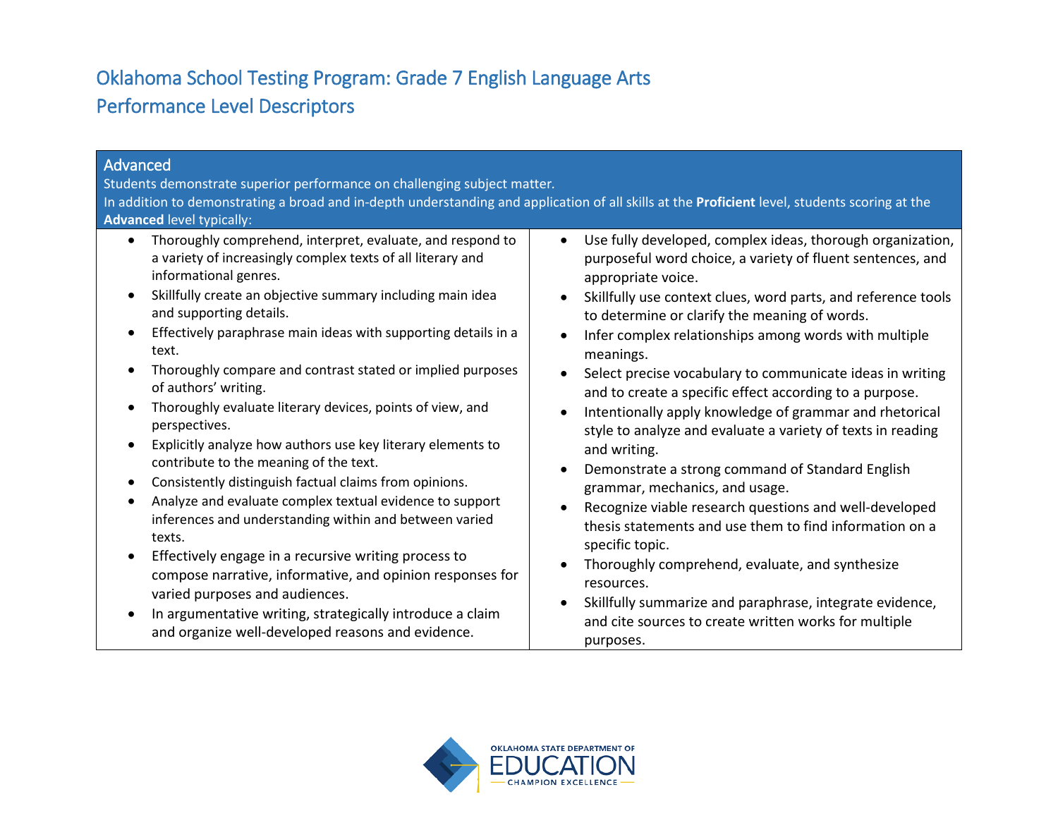# Oklahoma School Testing Program: Grade 7 English Language Arts
# Performance Level Descriptors

## Advanced

Students demonstrate superior performance on challenging subject matter.

In addition to demonstrating a broad and in-depth understanding and application of all skills at the **Proficient** level, students scoring at the **Advanced** level typically:

- Thoroughly comprehend, interpret, evaluate, and respond to a variety of increasingly complex texts of all literary and informational genres.
- Skillfully create an objective summary including main idea and supporting details.
- Effectively paraphrase main ideas with supporting details in a text.
- Thoroughly compare and contrast stated or implied purposes of authors' writing.
- Thoroughly evaluate literary devices, points of view, and perspectives.
- Explicitly analyze how authors use key literary elements to contribute to the meaning of the text.
- Consistently distinguish factual claims from opinions.
- Analyze and evaluate complex textual evidence to support inferences and understanding within and between varied texts.
- Effectively engage in a recursive writing process to compose narrative, informative, and opinion responses for varied purposes and audiences.
- In argumentative writing, strategically introduce a claim and organize well-developed reasons and evidence.
- Use fully developed, complex ideas, thorough organization, purposeful word choice, a variety of fluent sentences, and appropriate voice.
- Skillfully use context clues, word parts, and reference tools to determine or clarify the meaning of words.
- Infer complex relationships among words with multiple meanings.
- Select precise vocabulary to communicate ideas in writing and to create a specific effect according to a purpose.
- Intentionally apply knowledge of grammar and rhetorical style to analyze and evaluate a variety of texts in reading and writing.
- Demonstrate a strong command of Standard English grammar, mechanics, and usage.
- Recognize viable research questions and well-developed thesis statements and use them to find information on a specific topic.
- Thoroughly comprehend, evaluate, and synthesize resources.
- Skillfully summarize and paraphrase, integrate evidence, and cite sources to create written works for multiple purposes.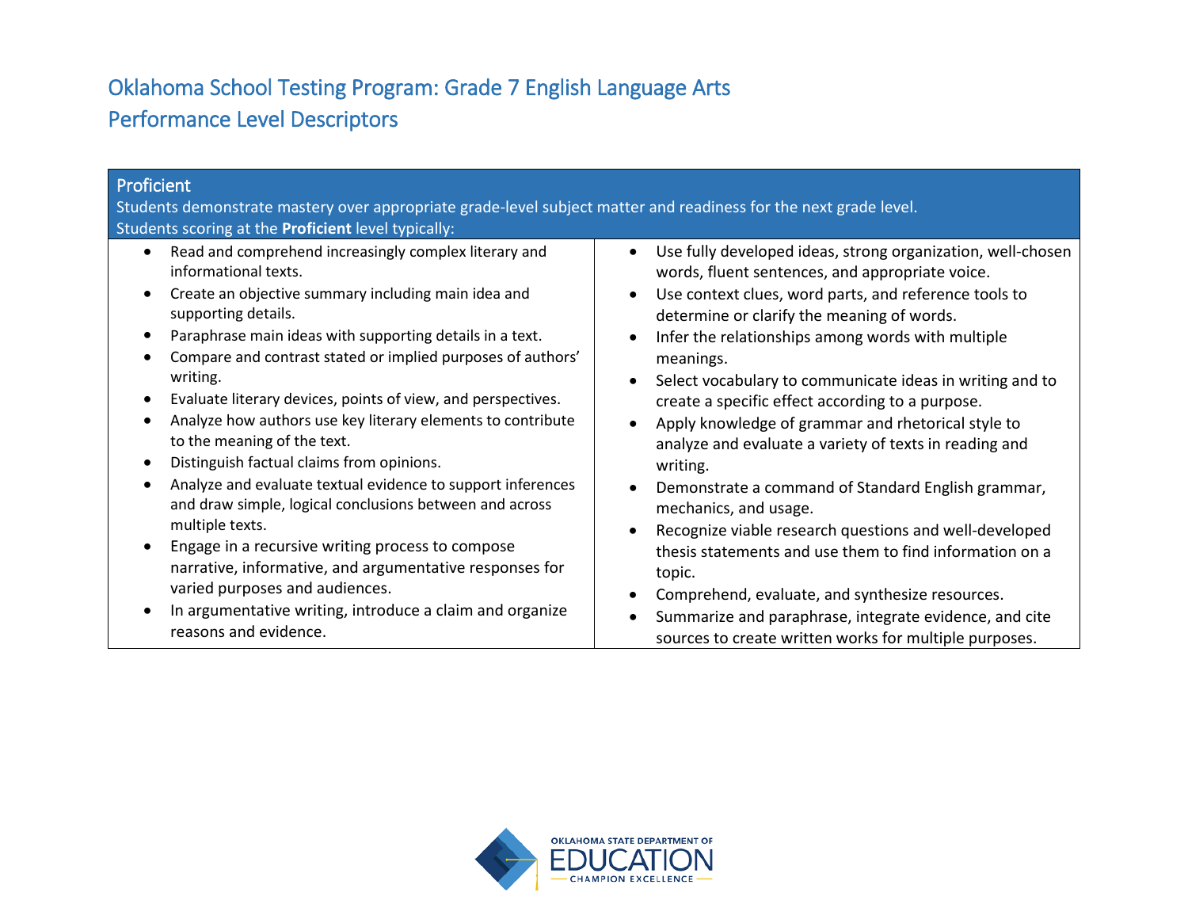# Oklahoma School Testing Program: Grade 7 English Language Arts
## Performance Level Descriptors

### Proficient

Students demonstrate mastery over appropriate grade-level subject matter and readiness for the next grade level.
Students scoring at the **Proficient** level typically:

- Read and comprehend increasingly complex literary and informational texts.
- Create an objective summary including main idea and supporting details.
- Paraphrase main ideas with supporting details in a text.
- Compare and contrast stated or implied purposes of authors' writing.
- Evaluate literary devices, points of view, and perspectives.
- Analyze how authors use key literary elements to contribute to the meaning of the text.
- Distinguish factual claims from opinions.
- Analyze and evaluate textual evidence to support inferences and draw simple, logical conclusions between and across multiple texts.
- Engage in a recursive writing process to compose narrative, informative, and argumentative responses for varied purposes and audiences.
- In argumentative writing, introduce a claim and organize reasons and evidence.
- Use fully developed ideas, strong organization, well-chosen words, fluent sentences, and appropriate voice.
- Use context clues, word parts, and reference tools to determine or clarify the meaning of words.
- Infer the relationships among words with multiple meanings.
- Select vocabulary to communicate ideas in writing and to create a specific effect according to a purpose.
- Apply knowledge of grammar and rhetorical style to analyze and evaluate a variety of texts in reading and writing.
- Demonstrate a command of Standard English grammar, mechanics, and usage.
- Recognize viable research questions and well-developed thesis statements and use them to find information on a topic.
- Comprehend, evaluate, and synthesize resources.
- Summarize and paraphrase, integrate evidence, and cite sources to create written works for multiple purposes.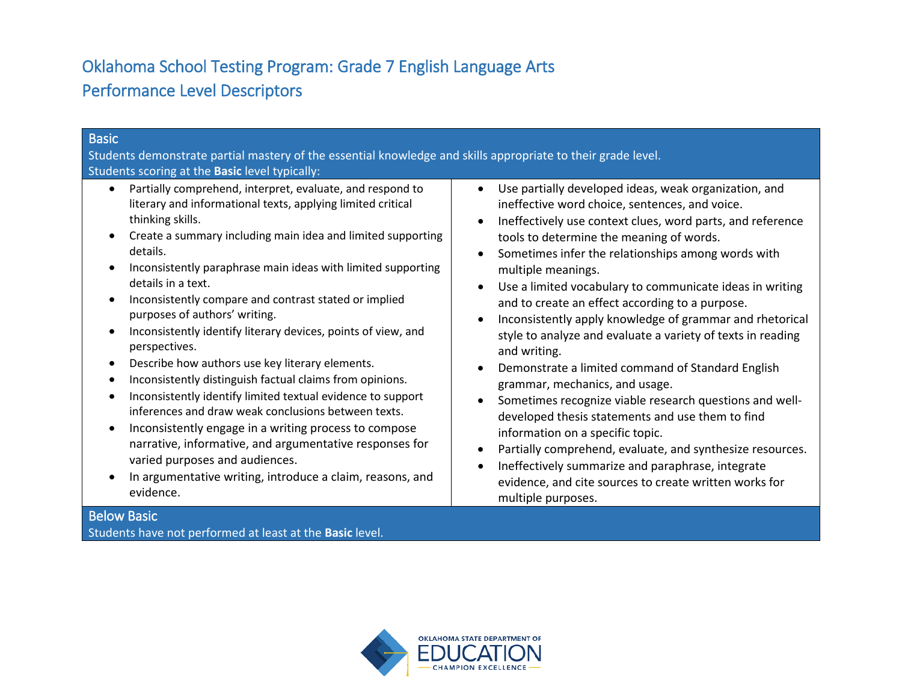# Oklahoma School Testing Program: Grade 7 English Language Arts
## Performance Level Descriptors

### Basic

Students demonstrate partial mastery of the essential knowledge and skills appropriate to their grade level.
Students scoring at the **Basic** level typically:

- Partially comprehend, interpret, evaluate, and respond to literary and informational texts, applying limited critical thinking skills.
- Create a summary including main idea and limited supporting details.
- Inconsistently paraphrase main ideas with limited supporting details in a text.
- Inconsistently compare and contrast stated or implied purposes of authors' writing.
- Inconsistently identify literary devices, points of view, and perspectives.
- Describe how authors use key literary elements.
- Inconsistently distinguish factual claims from opinions.
- Inconsistently identify limited textual evidence to support inferences and draw weak conclusions between texts.
- Inconsistently engage in a writing process to compose narrative, informative, and argumentative responses for varied purposes and audiences.
- In argumentative writing, introduce a claim, reasons, and evidence.
- Use partially developed ideas, weak organization, and ineffective word choice, sentences, and voice.
- Ineffectively use context clues, word parts, and reference tools to determine the meaning of words.
- Sometimes infer the relationships among words with multiple meanings.
- Use a limited vocabulary to communicate ideas in writing and to create an effect according to a purpose.
- Inconsistently apply knowledge of grammar and rhetorical style to analyze and evaluate a variety of texts in reading and writing.
- Demonstrate a limited command of Standard English grammar, mechanics, and usage.
- Sometimes recognize viable research questions and well-developed thesis statements and use them to find information on a specific topic.
- Partially comprehend, evaluate, and synthesize resources.
- Ineffectively summarize and paraphrase, integrate evidence, and cite sources to create written works for multiple purposes.

### Below Basic

Students have not performed at least at the **Basic** level.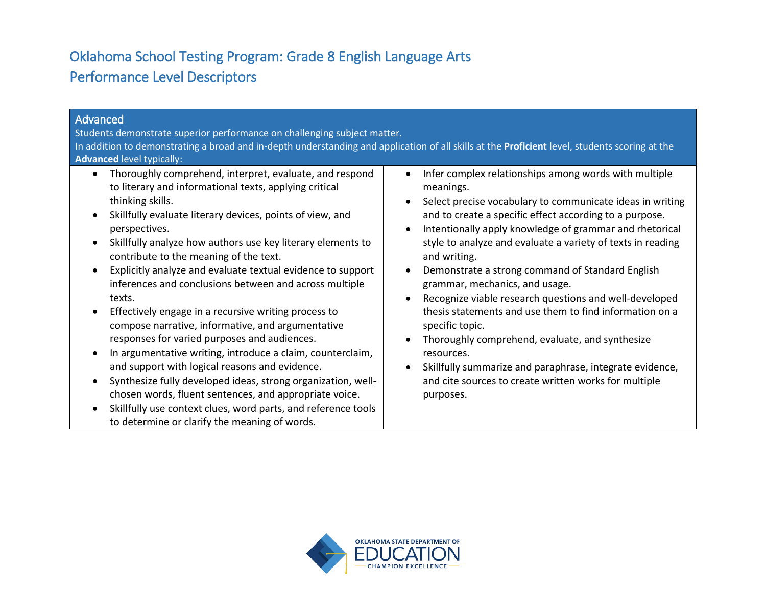# Oklahoma School Testing Program: Grade 8 English Language Arts
## Performance Level Descriptors

### Advanced

Students demonstrate superior performance on challenging subject matter.

In addition to demonstrating a broad and in-depth understanding and application of all skills at the **Proficient** level, students scoring at the **Advanced** level typically:

- Thoroughly comprehend, interpret, evaluate, and respond to literary and informational texts, applying critical thinking skills.
- Skillfully evaluate literary devices, points of view, and perspectives.
- Skillfully analyze how authors use key literary elements to contribute to the meaning of the text.
- Explicitly analyze and evaluate textual evidence to support inferences and conclusions between and across multiple texts.
- Effectively engage in a recursive writing process to compose narrative, informative, and argumentative responses for varied purposes and audiences.
- In argumentative writing, introduce a claim, counterclaim, and support with logical reasons and evidence.
- Synthesize fully developed ideas, strong organization, well-chosen words, fluent sentences, and appropriate voice.
- Skillfully use context clues, word parts, and reference tools to determine or clarify the meaning of words.
- Infer complex relationships among words with multiple meanings.
- Select precise vocabulary to communicate ideas in writing and to create a specific effect according to a purpose.
- Intentionally apply knowledge of grammar and rhetorical style to analyze and evaluate a variety of texts in reading and writing.
- Demonstrate a strong command of Standard English grammar, mechanics, and usage.
- Recognize viable research questions and well-developed thesis statements and use them to find information on a specific topic.
- Thoroughly comprehend, evaluate, and synthesize resources.
- Skillfully summarize and paraphrase, integrate evidence, and cite sources to create written works for multiple purposes.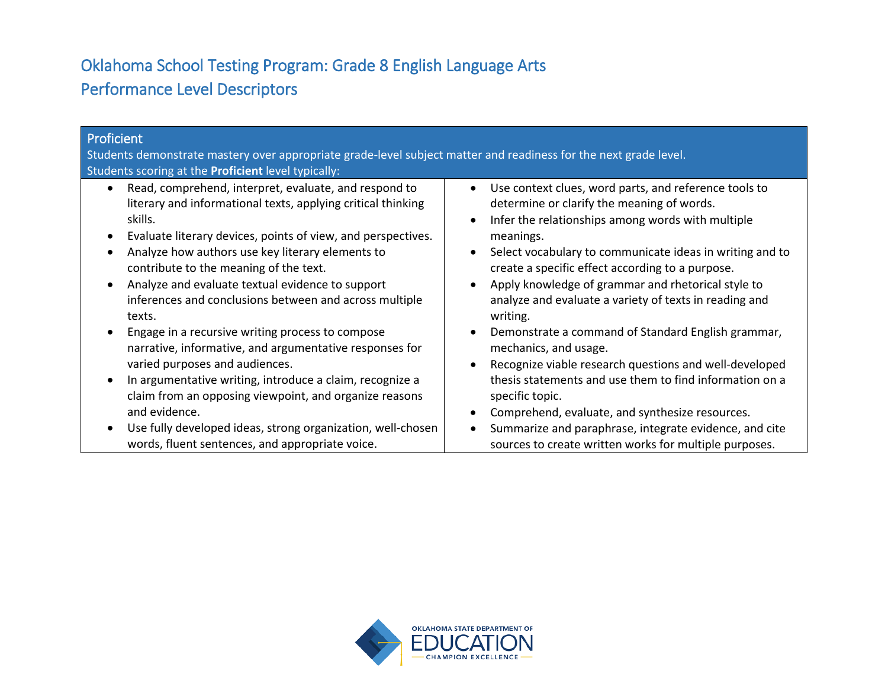# Oklahoma School Testing Program: Grade 8 English Language Arts
# Performance Level Descriptors

## Proficient

Students demonstrate mastery over appropriate grade-level subject matter and readiness for the next grade level.
Students scoring at the **Proficient** level typically:

- Read, comprehend, interpret, evaluate, and respond to literary and informational texts, applying critical thinking skills.
- Evaluate literary devices, points of view, and perspectives.
- Analyze how authors use key literary elements to contribute to the meaning of the text.
- Analyze and evaluate textual evidence to support inferences and conclusions between and across multiple texts.
- Engage in a recursive writing process to compose narrative, informative, and argumentative responses for varied purposes and audiences.
- In argumentative writing, introduce a claim, recognize a claim from an opposing viewpoint, and organize reasons and evidence.
- Use fully developed ideas, strong organization, well-chosen words, fluent sentences, and appropriate voice.
- Use context clues, word parts, and reference tools to determine or clarify the meaning of words.
- Infer the relationships among words with multiple meanings.
- Select vocabulary to communicate ideas in writing and to create a specific effect according to a purpose.
- Apply knowledge of grammar and rhetorical style to analyze and evaluate a variety of texts in reading and writing.
- Demonstrate a command of Standard English grammar, mechanics, and usage.
- Recognize viable research questions and well-developed thesis statements and use them to find information on a specific topic.
- Comprehend, evaluate, and synthesize resources.
- Summarize and paraphrase, integrate evidence, and cite sources to create written works for multiple purposes.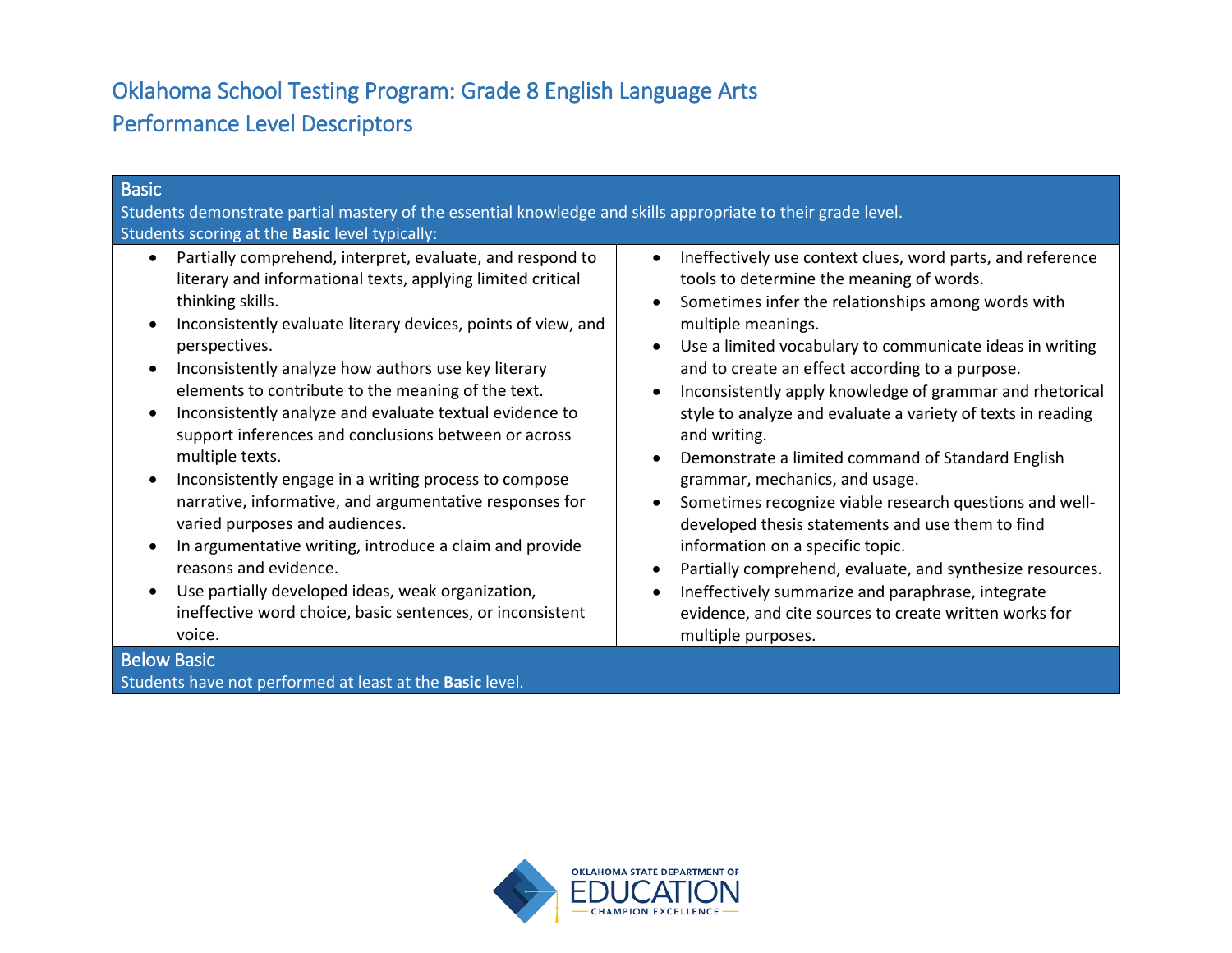# Oklahoma School Testing Program: Grade 8 English Language Arts
# Performance Level Descriptors

## Basic

Students demonstrate partial mastery of the essential knowledge and skills appropriate to their grade level.

Students scoring at the **Basic** level typically:

- Partially comprehend, interpret, evaluate, and respond to literary and informational texts, applying limited critical thinking skills.
- Inconsistently evaluate literary devices, points of view, and perspectives.
- Inconsistently analyze how authors use key literary elements to contribute to the meaning of the text.
- Inconsistently analyze and evaluate textual evidence to support inferences and conclusions between or across multiple texts.
- Inconsistently engage in a writing process to compose narrative, informative, and argumentative responses for varied purposes and audiences.
- In argumentative writing, introduce a claim and provide reasons and evidence.
- Use partially developed ideas, weak organization, ineffective word choice, basic sentences, or inconsistent voice.
- Ineffectively use context clues, word parts, and reference tools to determine the meaning of words.
- Sometimes infer the relationships among words with multiple meanings.
- Use a limited vocabulary to communicate ideas in writing and to create an effect according to a purpose.
- Inconsistently apply knowledge of grammar and rhetorical style to analyze and evaluate a variety of texts in reading and writing.
- Demonstrate a limited command of Standard English grammar, mechanics, and usage.
- Sometimes recognize viable research questions and well-developed thesis statements and use them to find information on a specific topic.
- Partially comprehend, evaluate, and synthesize resources.
- Ineffectively summarize and paraphrase, integrate evidence, and cite sources to create written works for multiple purposes.

## Below Basic

Students have not performed at least at the **Basic** level.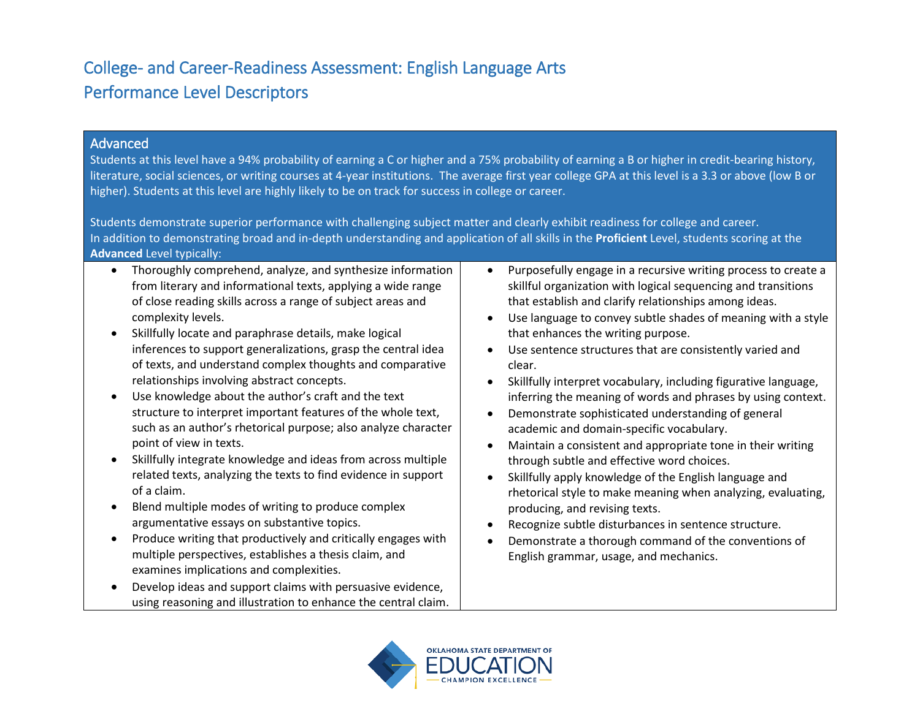# College- and Career-Readiness Assessment: English Language Arts
# Performance Level Descriptors

## Advanced

Students at this level have a 94% probability of earning a C or higher and a 75% probability of earning a B or higher in credit-bearing history, literature, social sciences, or writing courses at 4-year institutions. The average first year college GPA at this level is a 3.3 or above (low B or higher). Students at this level are highly likely to be on track for success in college or career.

Students demonstrate superior performance with challenging subject matter and clearly exhibit readiness for college and career.
In addition to demonstrating broad and in-depth understanding and application of all skills in the **Proficient** Level, students scoring at the **Advanced** Level typically:

- Thoroughly comprehend, analyze, and synthesize information from literary and informational texts, applying a wide range of close reading skills across a range of subject areas and complexity levels.
- Skillfully locate and paraphrase details, make logical inferences to support generalizations, grasp the central idea of texts, and understand complex thoughts and comparative relationships involving abstract concepts.
- Use knowledge about the author's craft and the text structure to interpret important features of the whole text, such as an author's rhetorical purpose; also analyze character point of view in texts.
- Skillfully integrate knowledge and ideas from across multiple related texts, analyzing the texts to find evidence in support of a claim.
- Blend multiple modes of writing to produce complex argumentative essays on substantive topics.
- Produce writing that productively and critically engages with multiple perspectives, establishes a thesis claim, and examines implications and complexities.
- Develop ideas and support claims with persuasive evidence, using reasoning and illustration to enhance the central claim.
- Purposefully engage in a recursive writing process to create a skillful organization with logical sequencing and transitions that establish and clarify relationships among ideas.
- Use language to convey subtle shades of meaning with a style that enhances the writing purpose.
- Use sentence structures that are consistently varied and clear.
- Skillfully interpret vocabulary, including figurative language, inferring the meaning of words and phrases by using context.
- Demonstrate sophisticated understanding of general academic and domain-specific vocabulary.
- Maintain a consistent and appropriate tone in their writing through subtle and effective word choices.
- Skillfully apply knowledge of the English language and rhetorical style to make meaning when analyzing, evaluating, producing, and revising texts.
- Recognize subtle disturbances in sentence structure.
- Demonstrate a thorough command of the conventions of English grammar, usage, and mechanics.

OKLAHOMA STATE DEPARTMENT OF EDUCATION — CHAMPION EXCELLENCE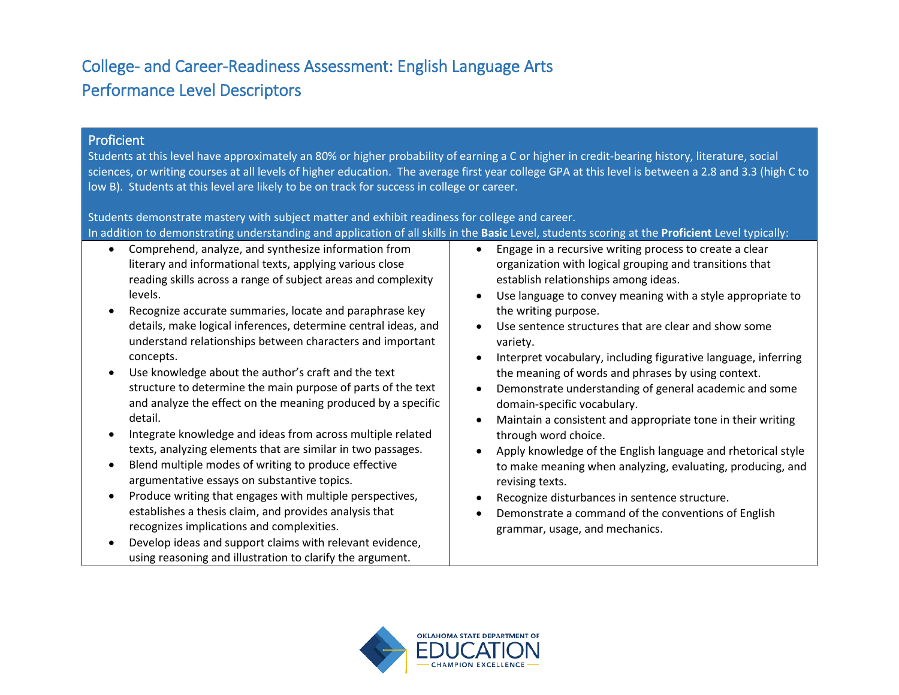# College- and Career-Readiness Assessment: English Language Arts
# Performance Level Descriptors

## Proficient

Students at this level have approximately an 80% or higher probability of earning a C or higher in credit-bearing history, literature, social sciences, or writing courses at all levels of higher education. The average first year college GPA at this level is between a 2.8 and 3.3 (high C to low B). Students at this level are likely to be on track for success in college or career.

Students demonstrate mastery with subject matter and exhibit readiness for college and career.

In addition to demonstrating understanding and application of all skills in the **Basic** Level, students scoring at the **Proficient** Level typically:

- Comprehend, analyze, and synthesize information from literary and informational texts, applying various close reading skills across a range of subject areas and complexity levels.
- Recognize accurate summaries, locate and paraphrase key details, make logical inferences, determine central ideas, and understand relationships between characters and important concepts.
- Use knowledge about the author's craft and the text structure to determine the main purpose of parts of the text and analyze the effect on the meaning produced by a specific detail.
- Integrate knowledge and ideas from across multiple related texts, analyzing elements that are similar in two passages.
- Blend multiple modes of writing to produce effective argumentative essays on substantive topics.
- Produce writing that engages with multiple perspectives, establishes a thesis claim, and provides analysis that recognizes implications and complexities.
- Develop ideas and support claims with relevant evidence, using reasoning and illustration to clarify the argument.
- Engage in a recursive writing process to create a clear organization with logical grouping and transitions that establish relationships among ideas.
- Use language to convey meaning with a style appropriate to the writing purpose.
- Use sentence structures that are clear and show some variety.
- Interpret vocabulary, including figurative language, inferring the meaning of words and phrases by using context.
- Demonstrate understanding of general academic and some domain-specific vocabulary.
- Maintain a consistent and appropriate tone in their writing through word choice.
- Apply knowledge of the English language and rhetorical style to make meaning when analyzing, evaluating, producing, and revising texts.
- Recognize disturbances in sentence structure.
- Demonstrate a command of the conventions of English grammar, usage, and mechanics.

OKLAHOMA STATE DEPARTMENT OF EDUCATION — CHAMPION EXCELLENCE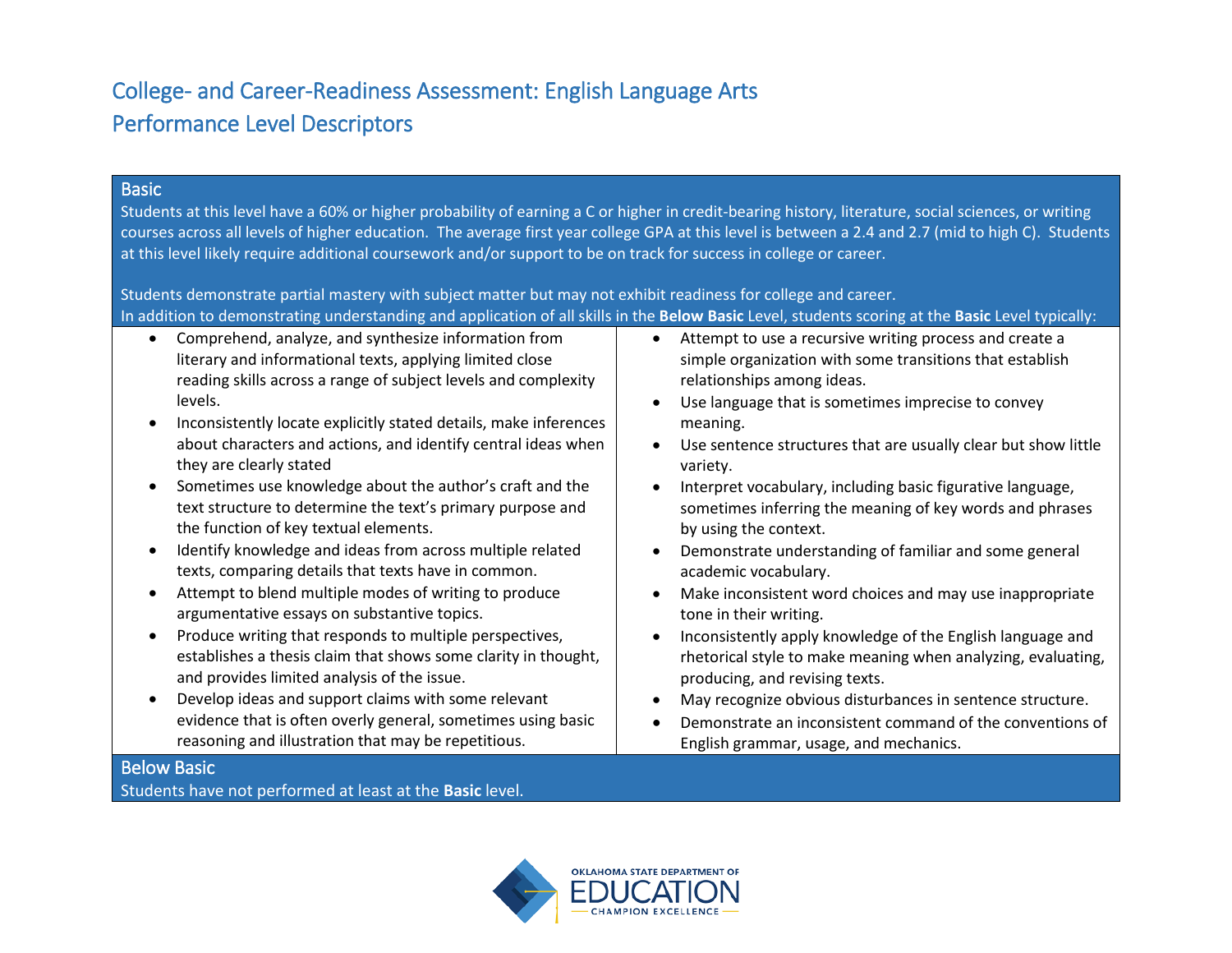# College- and Career-Readiness Assessment: English Language Arts
# Performance Level Descriptors

## Basic

Students at this level have a 60% or higher probability of earning a C or higher in credit-bearing history, literature, social sciences, or writing courses across all levels of higher education. The average first year college GPA at this level is between a 2.4 and 2.7 (mid to high C). Students at this level likely require additional coursework and/or support to be on track for success in college or career.

Students demonstrate partial mastery with subject matter but may not exhibit readiness for college and career.
In addition to demonstrating understanding and application of all skills in the **Below Basic** Level, students scoring at the **Basic** Level typically:

- Comprehend, analyze, and synthesize information from literary and informational texts, applying limited close reading skills across a range of subject levels and complexity levels.
- Inconsistently locate explicitly stated details, make inferences about characters and actions, and identify central ideas when they are clearly stated
- Sometimes use knowledge about the author's craft and the text structure to determine the text's primary purpose and the function of key textual elements.
- Identify knowledge and ideas from across multiple related texts, comparing details that texts have in common.
- Attempt to blend multiple modes of writing to produce argumentative essays on substantive topics.
- Produce writing that responds to multiple perspectives, establishes a thesis claim that shows some clarity in thought, and provides limited analysis of the issue.
- Develop ideas and support claims with some relevant evidence that is often overly general, sometimes using basic reasoning and illustration that may be repetitious.
- Attempt to use a recursive writing process and create a simple organization with some transitions that establish relationships among ideas.
- Use language that is sometimes imprecise to convey meaning.
- Use sentence structures that are usually clear but show little variety.
- Interpret vocabulary, including basic figurative language, sometimes inferring the meaning of key words and phrases by using the context.
- Demonstrate understanding of familiar and some general academic vocabulary.
- Make inconsistent word choices and may use inappropriate tone in their writing.
- Inconsistently apply knowledge of the English language and rhetorical style to make meaning when analyzing, evaluating, producing, and revising texts.
- May recognize obvious disturbances in sentence structure.
- Demonstrate an inconsistent command of the conventions of English grammar, usage, and mechanics.

## Below Basic

Students have not performed at least at the **Basic** level.

OKLAHOMA STATE DEPARTMENT OF EDUCATION
CHAMPION EXCELLENCE